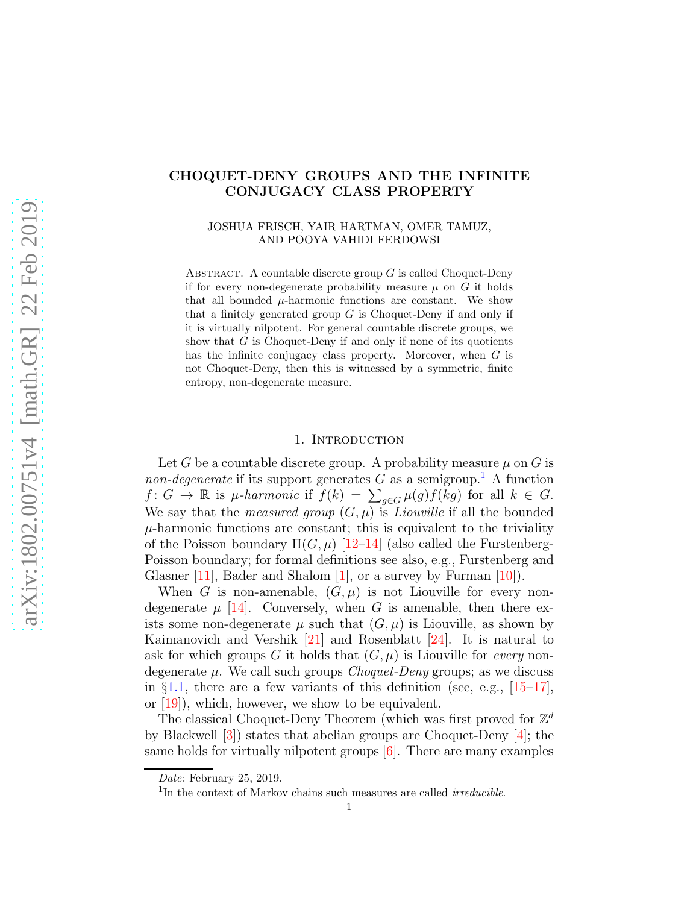# CHOQUET-DENY GROUPS AND THE INFINITE CONJUGACY CLASS PROPERTY

JOSHUA FRISCH, YAIR HARTMAN, OMER TAMUZ, AND POOYA VAHIDI FERDOWSI

Abstract. A countable discrete group $G$ is called Choquet-Deny if for every non-degenerate probability measure $\mu$ on $G$ it holds that all bounded $\mu$-harmonic functions are constant. We show that a finitely generated group $G$ is Choquet-Deny if and only if it is virtually nilpotent. For general countable discrete groups, we show that $G$ is Choquet-Deny if and only if none of its quotients has the infinite conjugacy class property. Moreover, when $G$ is not Choquet-Deny, then this is witnessed by a symmetric, finite entropy, non-degenerate measure.

## 1. Introduction

Let $G$ be a countable discrete group. A probability measure $\mu$ on $G$ is *non-degenerate* if its support generates $G$ as a semigroup.[1] A function $f\colon G \to \mathbb{R}$ is *$\mu$-harmonic* if $f(k) = \sum_{g\in G} \mu(g)f(kg)$ for all $k \in G$. We say that the *measured group* $(G, \mu)$ is *Liouville* if all the bounded $\mu$-harmonic functions are constant; this is equivalent to the triviality of the Poisson boundary $\Pi(G, \mu)$ [12–14] (also called the Furstenberg-Poisson boundary; for formal definitions see also, e.g., Furstenberg and Glasner [11], Bader and Shalom [1], or a survey by Furman [10]).

When $G$ is non-amenable, $(G, \mu)$ is not Liouville for every non-degenerate $\mu$ [14]. Conversely, when $G$ is amenable, then there exists some non-degenerate $\mu$ such that $(G, \mu)$ is Liouville, as shown by Kaimanovich and Vershik [21] and Rosenblatt [24]. It is natural to ask for which groups $G$ it holds that $(G, \mu)$ is Liouville for *every* non-degenerate $\mu$. We call such groups *Choquet-Deny* groups; as we discuss in §1.1, there are a few variants of this definition (see, e.g., [15–17], or [19]), which, however, we show to be equivalent.

The classical Choquet-Deny Theorem (which was first proved for $\mathbb{Z}^d$ by Blackwell [3]) states that abelian groups are Choquet-Deny [4]; the same holds for virtually nilpotent groups [6]. There are many examples

*Date*: February 25, 2019.

[1] In the context of Markov chains such measures are called *irreducible*.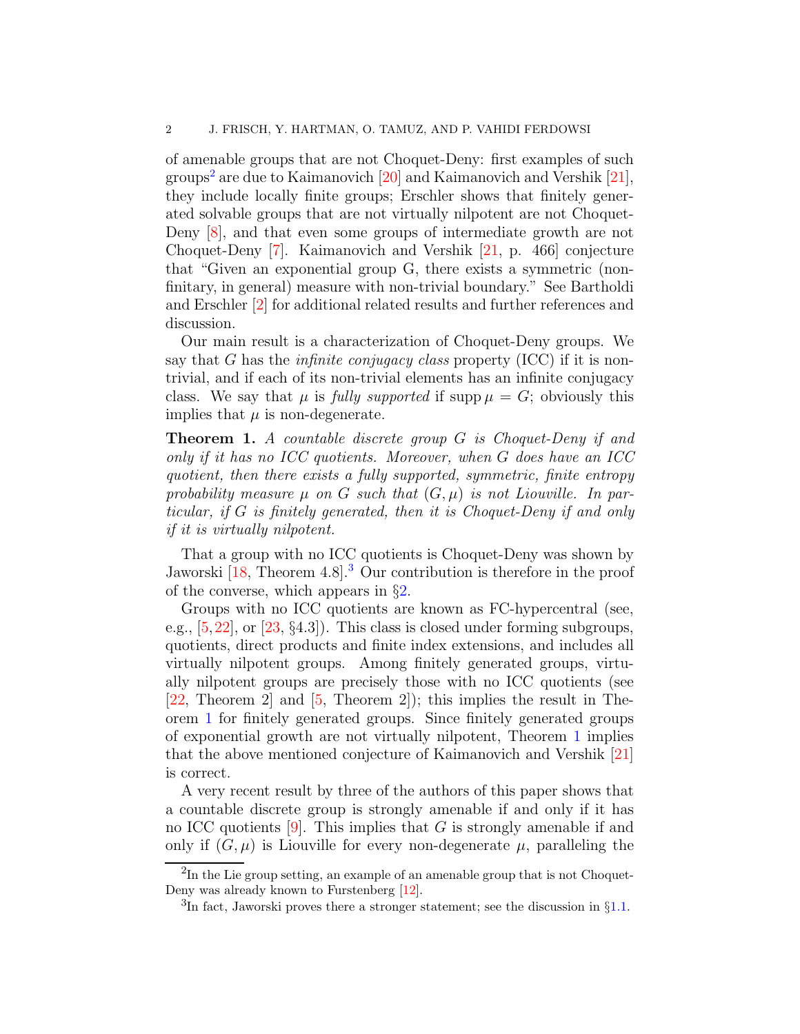of amenable groups that are not Choquet-Deny: first examples of such groups[2] are due to Kaimanovich [20] and Kaimanovich and Vershik [21], they include locally finite groups; Erschler shows that finitely generated solvable groups that are not virtually nilpotent are not Choquet-Deny [8], and that even some groups of intermediate growth are not Choquet-Deny [7]. Kaimanovich and Vershik [21, p. 466] conjecture that "Given an exponential group G, there exists a symmetric (non-finitary, in general) measure with non-trivial boundary." See Bartholdi and Erschler [2] for additional related results and further references and discussion.

Our main result is a characterization of Choquet-Deny groups. We say that $G$ has the *infinite conjugacy class* property (ICC) if it is non-trivial, and if each of its non-trivial elements has an infinite conjugacy class. We say that $\mu$ is *fully supported* if $\operatorname{supp}\mu = G$; obviously this implies that $\mu$ is non-degenerate.

**Theorem 1.** *A countable discrete group $G$ is Choquet-Deny if and only if it has no ICC quotients. Moreover, when $G$ does have an ICC quotient, then there exists a fully supported, symmetric, finite entropy probability measure $\mu$ on $G$ such that $(G, \mu)$ is not Liouville. In particular, if $G$ is finitely generated, then it is Choquet-Deny if and only if it is virtually nilpotent.*

That a group with no ICC quotients is Choquet-Deny was shown by Jaworski [18, Theorem 4.8].[3] Our contribution is therefore in the proof of the converse, which appears in §2.

Groups with no ICC quotients are known as FC-hypercentral (see, e.g., [5, 22], or [23, §4.3]). This class is closed under forming subgroups, quotients, direct products and finite index extensions, and includes all virtually nilpotent groups. Among finitely generated groups, virtually nilpotent groups are precisely those with no ICC quotients (see [22, Theorem 2] and [5, Theorem 2]); this implies the result in Theorem 1 for finitely generated groups. Since finitely generated groups of exponential growth are not virtually nilpotent, Theorem 1 implies that the above mentioned conjecture of Kaimanovich and Vershik [21] is correct.

A very recent result by three of the authors of this paper shows that a countable discrete group is strongly amenable if and only if it has no ICC quotients [9]. This implies that $G$ is strongly amenable if and only if $(G, \mu)$ is Liouville for every non-degenerate $\mu$, paralleling the

[2]In the Lie group setting, an example of an amenable group that is not Choquet-Deny was already known to Furstenberg [12].

[3]In fact, Jaworski proves there a stronger statement; see the discussion in §1.1.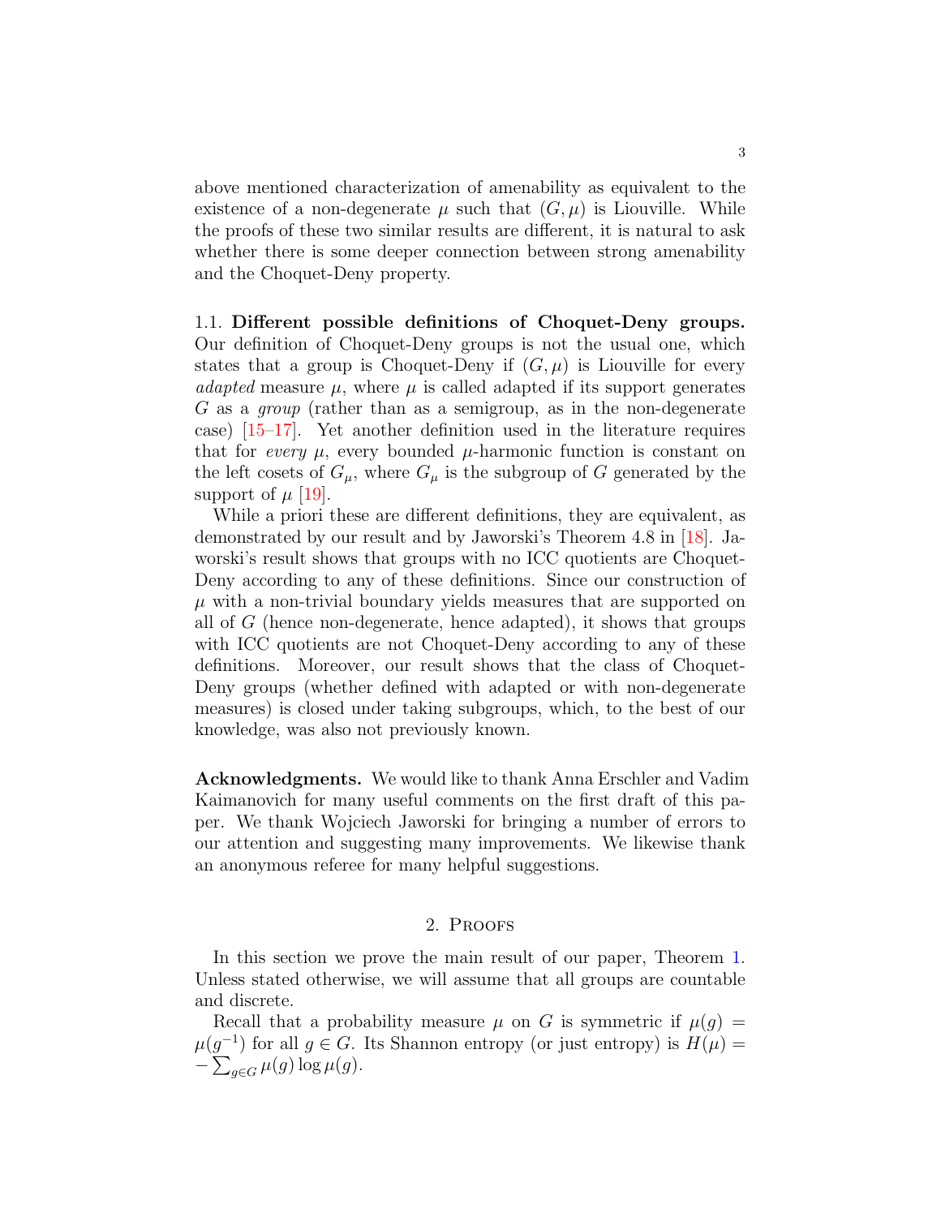above mentioned characterization of amenability as equivalent to the existence of a non-degenerate $\mu$ such that $(G, \mu)$ is Liouville. While the proofs of these two similar results are different, it is natural to ask whether there is some deeper connection between strong amenability and the Choquet-Deny property.

### 1.1. Different possible definitions of Choquet-Deny groups.

Our definition of Choquet-Deny groups is not the usual one, which states that a group is Choquet-Deny if $(G, \mu)$ is Liouville for every *adapted* measure $\mu$, where $\mu$ is called adapted if its support generates $G$ as a *group* (rather than as a semigroup, as in the non-degenerate case) [15–17]. Yet another definition used in the literature requires that for *every* $\mu$, every bounded $\mu$-harmonic function is constant on the left cosets of $G_\mu$, where $G_\mu$ is the subgroup of $G$ generated by the support of $\mu$ [19].

While a priori these are different definitions, they are equivalent, as demonstrated by our result and by Jaworski's Theorem 4.8 in [18]. Jaworski's result shows that groups with no ICC quotients are Choquet-Deny according to any of these definitions. Since our construction of $\mu$ with a non-trivial boundary yields measures that are supported on all of $G$ (hence non-degenerate, hence adapted), it shows that groups with ICC quotients are not Choquet-Deny according to any of these definitions. Moreover, our result shows that the class of Choquet-Deny groups (whether defined with adapted or with non-degenerate measures) is closed under taking subgroups, which, to the best of our knowledge, was also not previously known.

**Acknowledgments.** We would like to thank Anna Erschler and Vadim Kaimanovich for many useful comments on the first draft of this paper. We thank Wojciech Jaworski for bringing a number of errors to our attention and suggesting many improvements. We likewise thank an anonymous referee for many helpful suggestions.

## 2. Proofs

In this section we prove the main result of our paper, Theorem 1. Unless stated otherwise, we will assume that all groups are countable and discrete.

Recall that a probability measure $\mu$ on $G$ is symmetric if $\mu(g) = \mu(g^{-1})$ for all $g \in G$. Its Shannon entropy (or just entropy) is $H(\mu) = -\sum_{g \in G} \mu(g) \log \mu(g)$.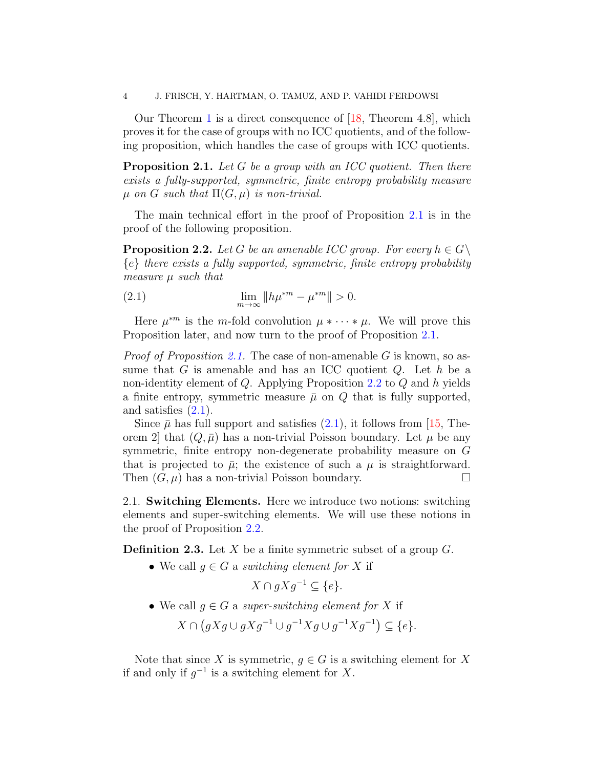Our Theorem 1 is a direct consequence of [18, Theorem 4.8], which proves it for the case of groups with no ICC quotients, and of the following proposition, which handles the case of groups with ICC quotients.

**Proposition 2.1.** *Let $G$ be a group with an ICC quotient. Then there exists a fully-supported, symmetric, finite entropy probability measure $\mu$ on $G$ such that $\Pi(G, \mu)$ is non-trivial.*

The main technical effort in the proof of Proposition 2.1 is in the proof of the following proposition.

**Proposition 2.2.** *Let $G$ be an amenable ICC group. For every $h \in G \setminus \{e\}$ there exists a fully supported, symmetric, finite entropy probability measure $\mu$ such that*

$$\lim_{m\to\infty} \|h\mu^{*m} - \mu^{*m}\| > 0. \tag{2.1}$$

Here $\mu^{*m}$ is the $m$-fold convolution $\mu * \cdots * \mu$. We will prove this Proposition later, and now turn to the proof of Proposition 2.1.

*Proof of Proposition 2.1.* The case of non-amenable $G$ is known, so assume that $G$ is amenable and has an ICC quotient $Q$. Let $h$ be a non-identity element of $Q$. Applying Proposition 2.2 to $Q$ and $h$ yields a finite entropy, symmetric measure $\bar{\mu}$ on $Q$ that is fully supported, and satisfies (2.1).

Since $\bar{\mu}$ has full support and satisfies (2.1), it follows from [15, Theorem 2] that $(Q, \bar{\mu})$ has a non-trivial Poisson boundary. Let $\mu$ be any symmetric, finite entropy non-degenerate probability measure on $G$ that is projected to $\bar{\mu}$; the existence of such a $\mu$ is straightforward. Then $(G, \mu)$ has a non-trivial Poisson boundary. $\square$

### 2.1. Switching Elements.

Here we introduce two notions: switching elements and super-switching elements. We will use these notions in the proof of Proposition 2.2.

**Definition 2.3.** Let $X$ be a finite symmetric subset of a group $G$.

- We call $g \in G$ a *switching element for $X$* if
$$X \cap gXg^{-1} \subseteq \{e\}.$$
- We call $g \in G$ a *super-switching element for $X$* if
$$X \cap \left(gXg \cup gXg^{-1} \cup g^{-1}Xg \cup g^{-1}Xg^{-1}\right) \subseteq \{e\}.$$

Note that since $X$ is symmetric, $g \in G$ is a switching element for $X$ if and only if $g^{-1}$ is a switching element for $X$.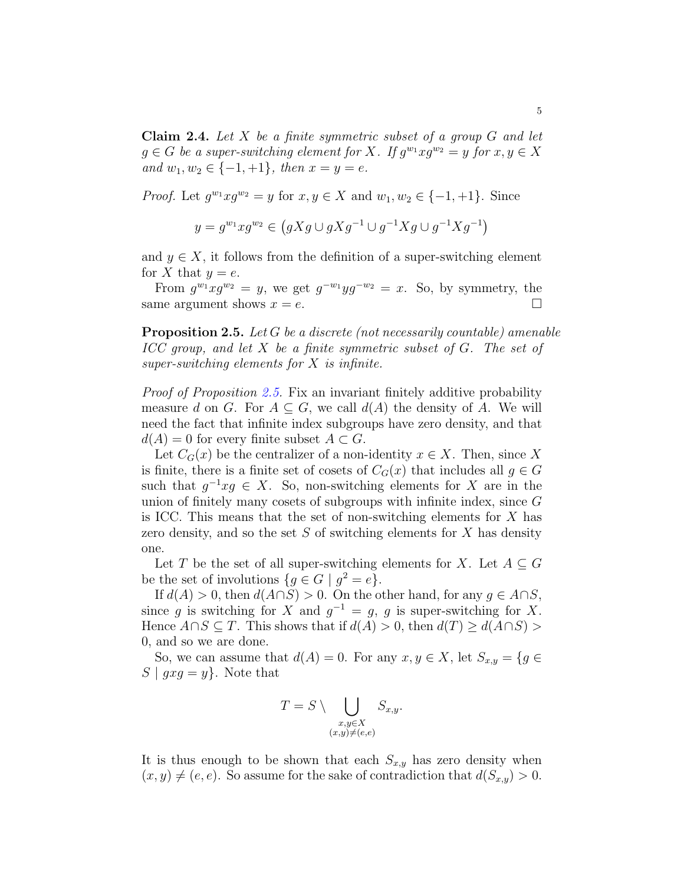**Claim 2.4.** *Let $X$ be a finite symmetric subset of a group $G$ and let $g \in G$ be a super-switching element for $X$. If $g^{w_1} x g^{w_2} = y$ for $x, y \in X$ and $w_1, w_2 \in \{-1, +1\}$, then $x = y = e$.*

*Proof.* Let $g^{w_1} x g^{w_2} = y$ for $x, y \in X$ and $w_1, w_2 \in \{-1, +1\}$. Since

$$y = g^{w_1} x g^{w_2} \in \left( gXg \cup gXg^{-1} \cup g^{-1}Xg \cup g^{-1}Xg^{-1} \right)$$

and $y \in X$, it follows from the definition of a super-switching element for $X$ that $y = e$.

From $g^{w_1} x g^{w_2} = y$, we get $g^{-w_1} y g^{-w_2} = x$. So, by symmetry, the same argument shows $x = e$. □

**Proposition 2.5.** *Let $G$ be a discrete (not necessarily countable) amenable ICC group, and let $X$ be a finite symmetric subset of $G$. The set of super-switching elements for $X$ is infinite.*

*Proof of Proposition 2.5.* Fix an invariant finitely additive probability measure $d$ on $G$. For $A \subseteq G$, we call $d(A)$ the density of $A$. We will need the fact that infinite index subgroups have zero density, and that $d(A) = 0$ for every finite subset $A \subset G$.

Let $C_G(x)$ be the centralizer of a non-identity $x \in X$. Then, since $X$ is finite, there is a finite set of cosets of $C_G(x)$ that includes all $g \in G$ such that $g^{-1} x g \in X$. So, non-switching elements for $X$ are in the union of finitely many cosets of subgroups with infinite index, since $G$ is ICC. This means that the set of non-switching elements for $X$ has zero density, and so the set $S$ of switching elements for $X$ has density one.

Let $T$ be the set of all super-switching elements for $X$. Let $A \subseteq G$ be the set of involutions $\{g \in G \mid g^2 = e\}$.

If $d(A) > 0$, then $d(A \cap S) > 0$. On the other hand, for any $g \in A \cap S$, since $g$ is switching for $X$ and $g^{-1} = g$, $g$ is super-switching for $X$. Hence $A \cap S \subseteq T$. This shows that if $d(A) > 0$, then $d(T) \geq d(A \cap S) > 0$, and so we are done.

So, we can assume that $d(A) = 0$. For any $x, y \in X$, let $S_{x,y} = \{g \in S \mid gxg = y\}$. Note that

$$T = S \setminus \bigcup_{\substack{x,y \in X \\ (x,y) \neq (e,e)}} S_{x,y}.$$

It is thus enough to be shown that each $S_{x,y}$ has zero density when $(x, y) \neq (e, e)$. So assume for the sake of contradiction that $d(S_{x,y}) > 0$.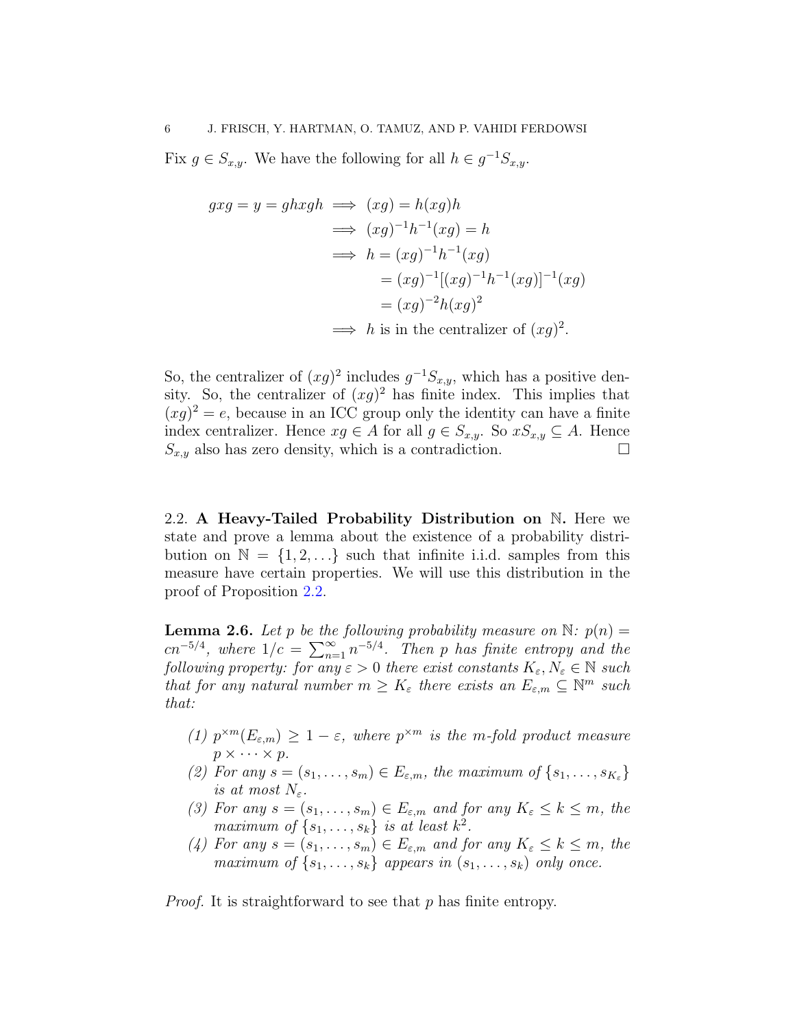Fix $g \in S_{x,y}$. We have the following for all $h \in g^{-1}S_{x,y}$.

$$
\begin{aligned}
gxg = y = ghxgh &\implies (xg) = h(xg)h \\
&\implies (xg)^{-1}h^{-1}(xg) = h \\
&\implies h = (xg)^{-1}h^{-1}(xg) \\
&\qquad = (xg)^{-1}[(xg)^{-1}h^{-1}(xg)]^{-1}(xg) \\
&\qquad = (xg)^{-2}h(xg)^2 \\
&\implies h \text{ is in the centralizer of } (xg)^2.
\end{aligned}
$$

So, the centralizer of $(xg)^2$ includes $g^{-1}S_{x,y}$, which has a positive density. So, the centralizer of $(xg)^2$ has finite index. This implies that $(xg)^2 = e$, because in an ICC group only the identity can have a finite index centralizer. Hence $xg \in A$ for all $g \in S_{x,y}$. So $xS_{x,y} \subseteq A$. Hence $S_{x,y}$ also has zero density, which is a contradiction. $\square$

### 2.2. A Heavy-Tailed Probability Distribution on $\mathbb{N}$.

Here we state and prove a lemma about the existence of a probability distribution on $\mathbb{N} = \{1, 2, \ldots\}$ such that infinite i.i.d. samples from this measure have certain properties. We will use this distribution in the proof of Proposition 2.2.

**Lemma 2.6.** *Let $p$ be the following probability measure on $\mathbb{N}$: $p(n) = cn^{-5/4}$, where $1/c = \sum_{n=1}^{\infty} n^{-5/4}$. Then $p$ has finite entropy and the following property: for any $\varepsilon > 0$ there exist constants $K_\varepsilon, N_\varepsilon \in \mathbb{N}$ such that for any natural number $m \geq K_\varepsilon$ there exists an $E_{\varepsilon,m} \subseteq \mathbb{N}^m$ such that:*

1. *$p^{\times m}(E_{\varepsilon,m}) \geq 1 - \varepsilon$, where $p^{\times m}$ is the $m$-fold product measure $p \times \cdots \times p$.*
2. *For any $s = (s_1, \ldots, s_m) \in E_{\varepsilon,m}$, the maximum of $\{s_1, \ldots, s_{K_\varepsilon}\}$ is at most $N_\varepsilon$.*
3. *For any $s = (s_1, \ldots, s_m) \in E_{\varepsilon,m}$ and for any $K_\varepsilon \leq k \leq m$, the maximum of $\{s_1, \ldots, s_k\}$ is at least $k^2$.*
4. *For any $s = (s_1, \ldots, s_m) \in E_{\varepsilon,m}$ and for any $K_\varepsilon \leq k \leq m$, the maximum of $\{s_1, \ldots, s_k\}$ appears in $(s_1, \ldots, s_k)$ only once.*

*Proof.* It is straightforward to see that $p$ has finite entropy.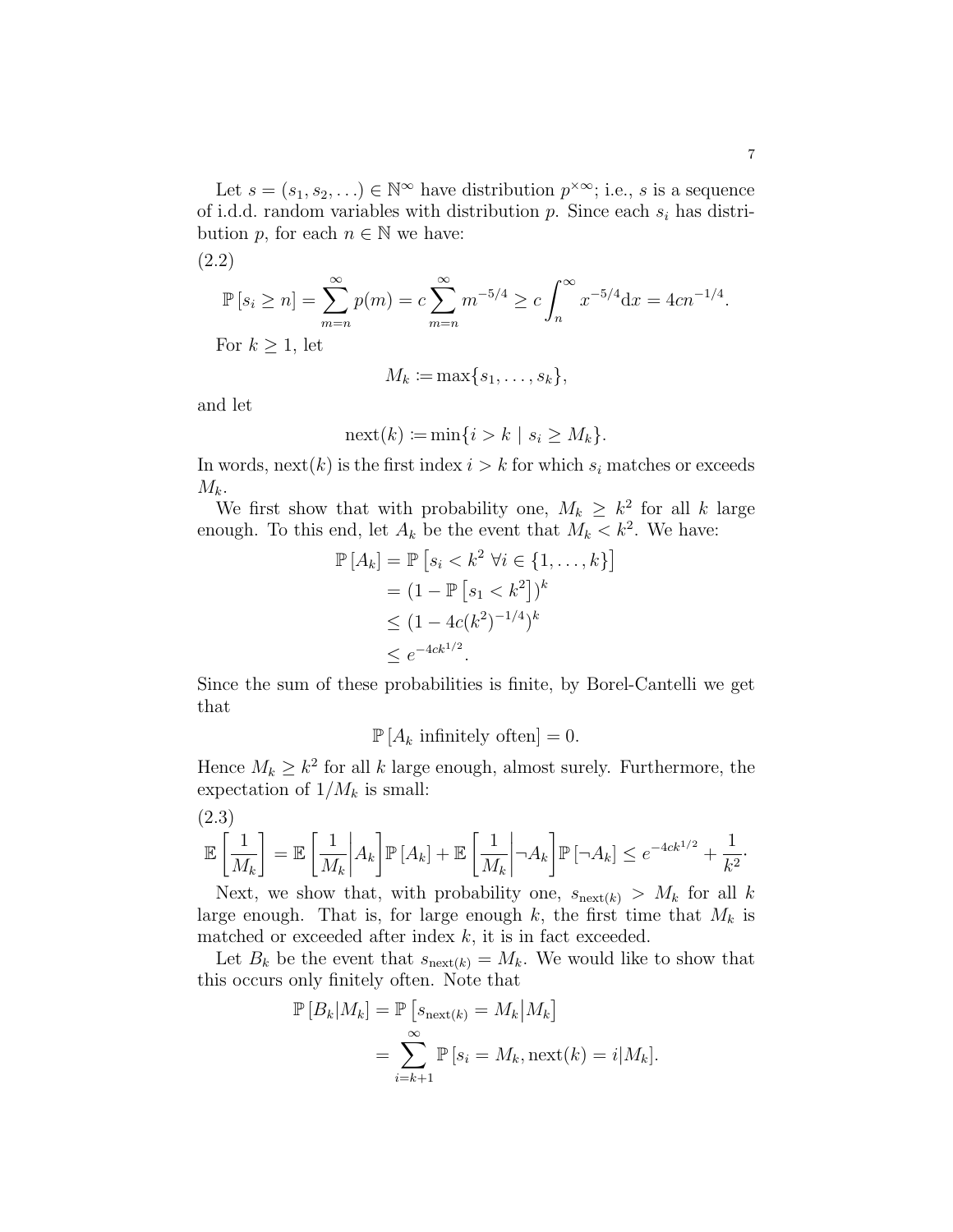Let $s = (s_1, s_2, \ldots) \in \mathbb{N}^\infty$ have distribution $p^{\times\infty}$; i.e., $s$ is a sequence of i.d.d. random variables with distribution $p$. Since each $s_i$ has distribution $p$, for each $n \in \mathbb{N}$ we have:

(2.2)

$$\mathbb{P}[s_i \geq n] = \sum_{m=n}^{\infty} p(m) = c \sum_{m=n}^{\infty} m^{-5/4} \geq c \int_n^\infty x^{-5/4} \mathrm{d}x = 4cn^{-1/4}.$$

For $k \geq 1$, let

$$M_k := \max\{s_1, \ldots, s_k\},$$

and let

$$\mathrm{next}(k) := \min\{i > k \mid s_i \geq M_k\}.$$

In words, $\mathrm{next}(k)$ is the first index $i > k$ for which $s_i$ matches or exceeds $M_k$.

We first show that with probability one, $M_k \geq k^2$ for all $k$ large enough. To this end, let $A_k$ be the event that $M_k < k^2$. We have:

$$\begin{aligned}
\mathbb{P}[A_k] &= \mathbb{P}\left[s_i < k^2 \ \forall i \in \{1, \ldots, k\}\right] \\
&= (1 - \mathbb{P}\left[s_1 < k^2\right])^k \\
&\leq (1 - 4c(k^2)^{-1/4})^k \\
&\leq e^{-4ck^{1/2}}.
\end{aligned}$$

Since the sum of these probabilities is finite, by Borel-Cantelli we get that

$$\mathbb{P}[A_k \text{ infinitely often}] = 0.$$

Hence $M_k \geq k^2$ for all $k$ large enough, almost surely. Furthermore, the expectation of $1/M_k$ is small:

(2.3)

$$\mathbb{E}\left[\frac{1}{M_k}\right] = \mathbb{E}\left[\frac{1}{M_k}\middle| A_k\right]\mathbb{P}[A_k] + \mathbb{E}\left[\frac{1}{M_k}\middle| \neg A_k\right]\mathbb{P}[\neg A_k] \leq e^{-4ck^{1/2}} + \frac{1}{k^2}.$$

Next, we show that, with probability one, $s_{\mathrm{next}(k)} > M_k$ for all $k$ large enough. That is, for large enough $k$, the first time that $M_k$ is matched or exceeded after index $k$, it is in fact exceeded.

Let $B_k$ be the event that $s_{\mathrm{next}(k)} = M_k$. We would like to show that this occurs only finitely often. Note that

$$\begin{aligned}
\mathbb{P}[B_k | M_k] &= \mathbb{P}\left[s_{\mathrm{next}(k)} = M_k \middle| M_k\right] \\
&= \sum_{i=k+1}^{\infty} \mathbb{P}[s_i = M_k, \mathrm{next}(k) = i | M_k].
\end{aligned}$$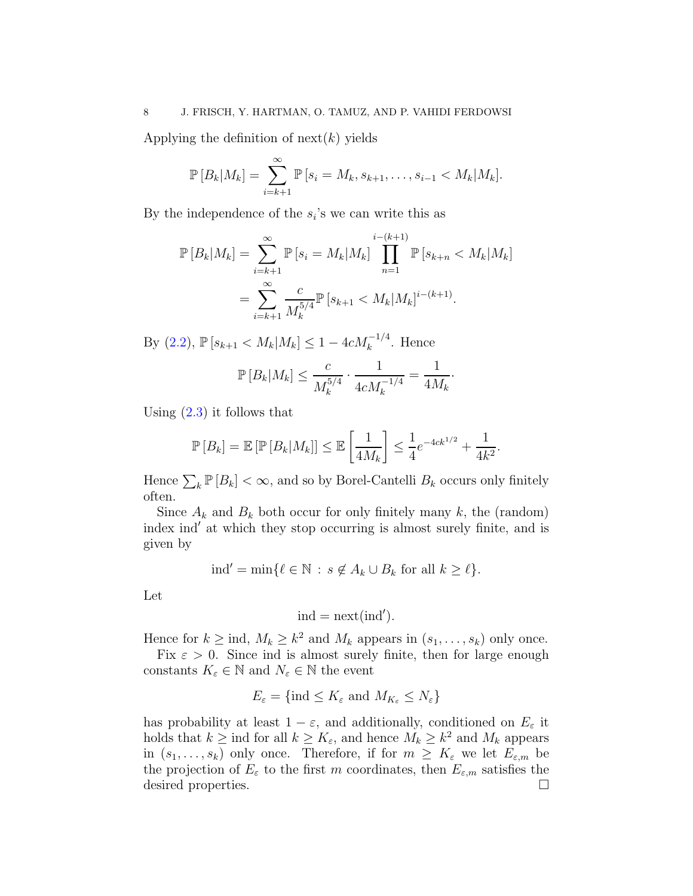Applying the definition of $\text{next}(k)$ yields

$$\mathbb{P}\left[B_k|M_k\right] = \sum_{i=k+1}^{\infty} \mathbb{P}\left[s_i = M_k, s_{k+1}, \ldots, s_{i-1} < M_k|M_k\right].$$

By the independence of the $s_i$'s we can write this as

$$\begin{aligned}
\mathbb{P}\left[B_k|M_k\right] &= \sum_{i=k+1}^{\infty} \mathbb{P}\left[s_i = M_k|M_k\right] \prod_{n=1}^{i-(k+1)} \mathbb{P}\left[s_{k+n} < M_k|M_k\right] \\
&= \sum_{i=k+1}^{\infty} \frac{c}{M_k^{5/4}} \mathbb{P}\left[s_{k+1} < M_k|M_k\right]^{i-(k+1)}.
\end{aligned}$$

By (2.2), $\mathbb{P}\left[s_{k+1} < M_k|M_k\right] \leq 1 - 4cM_k^{-1/4}$. Hence

$$\mathbb{P}\left[B_k|M_k\right] \leq \frac{c}{M_k^{5/4}} \cdot \frac{1}{4cM_k^{-1/4}} = \frac{1}{4M_k}.$$

Using (2.3) it follows that

$$\mathbb{P}\left[B_k\right] = \mathbb{E}\left[\mathbb{P}\left[B_k|M_k\right]\right] \leq \mathbb{E}\left[\frac{1}{4M_k}\right] \leq \frac{1}{4}e^{-4ck^{1/2}} + \frac{1}{4k^2}.$$

Hence $\sum_k \mathbb{P}\left[B_k\right] < \infty$, and so by Borel-Cantelli $B_k$ occurs only finitely often.

Since $A_k$ and $B_k$ both occur for only finitely many $k$, the (random) index $\text{ind}'$ at which they stop occurring is almost surely finite, and is given by

$$\text{ind}' = \min\{\ell \in \mathbb{N} \,:\, s \notin A_k \cup B_k \text{ for all } k \geq \ell\}.$$

Let

$$\text{ind} = \text{next}(\text{ind}').$$

Hence for $k \geq \text{ind}$, $M_k \geq k^2$ and $M_k$ appears in $(s_1, \ldots, s_k)$ only once.

Fix $\varepsilon > 0$. Since ind is almost surely finite, then for large enough constants $K_\varepsilon \in \mathbb{N}$ and $N_\varepsilon \in \mathbb{N}$ the event

$$E_\varepsilon = \{\text{ind} \leq K_\varepsilon \text{ and } M_{K_\varepsilon} \leq N_\varepsilon\}$$

has probability at least $1 - \varepsilon$, and additionally, conditioned on $E_\varepsilon$ it holds that $k \geq \text{ind}$ for all $k \geq K_\varepsilon$, and hence $M_k \geq k^2$ and $M_k$ appears in $(s_1, \ldots, s_k)$ only once. Therefore, if for $m \geq K_\varepsilon$ we let $E_{\varepsilon,m}$ be the projection of $E_\varepsilon$ to the first $m$ coordinates, then $E_{\varepsilon,m}$ satisfies the desired properties. $\square$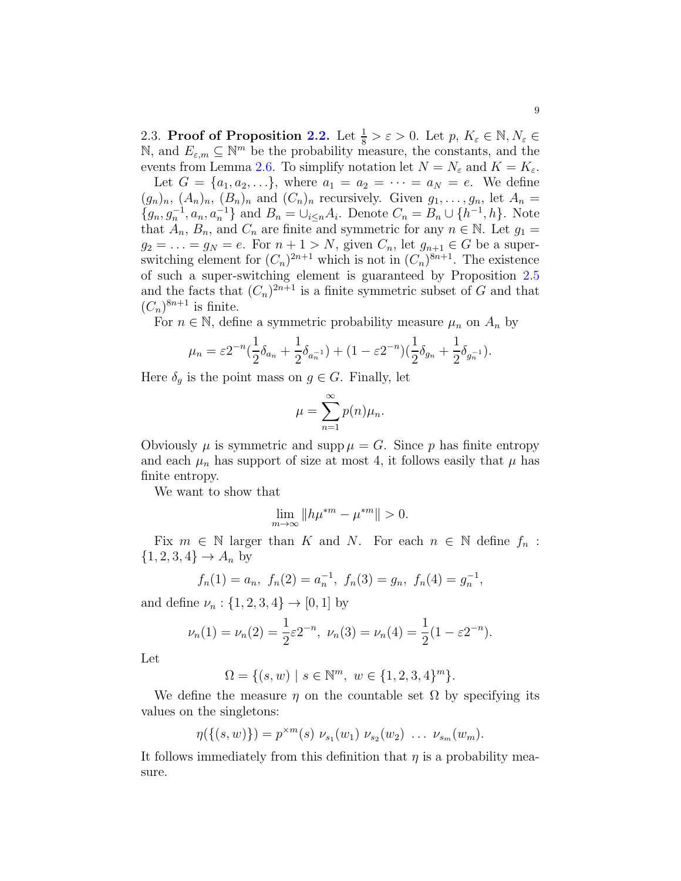2.3. **Proof of Proposition 2.2.** Let $\frac{1}{8} > \varepsilon > 0$. Let $p$, $K_\varepsilon \in \mathbb{N}, N_\varepsilon \in \mathbb{N}$, and $E_{\varepsilon,m} \subseteq \mathbb{N}^m$ be the probability measure, the constants, and the events from Lemma 2.6. To simplify notation let $N = N_\varepsilon$ and $K = K_\varepsilon$.

Let $G = \{a_1, a_2, \ldots\}$, where $a_1 = a_2 = \cdots = a_N = e$. We define $(g_n)_n$, $(A_n)_n$, $(B_n)_n$ and $(C_n)_n$ recursively. Given $g_1, \ldots, g_n$, let $A_n = \{g_n, g_n^{-1}, a_n, a_n^{-1}\}$ and $B_n = \cup_{i \le n} A_i$. Denote $C_n = B_n \cup \{h^{-1}, h\}$. Note that $A_n$, $B_n$, and $C_n$ are finite and symmetric for any $n \in \mathbb{N}$. Let $g_1 = g_2 = \ldots = g_N = e$. For $n + 1 > N$, given $C_n$, let $g_{n+1} \in G$ be a super-switching element for $(C_n)^{2n+1}$ which is not in $(C_n)^{8n+1}$. The existence of such a super-switching element is guaranteed by Proposition 2.5 and the facts that $(C_n)^{2n+1}$ is a finite symmetric subset of $G$ and that $(C_n)^{8n+1}$ is finite.

For $n \in \mathbb{N}$, define a symmetric probability measure $\mu_n$ on $A_n$ by

$$\mu_n = \varepsilon 2^{-n}(\frac{1}{2}\delta_{a_n} + \frac{1}{2}\delta_{a_n^{-1}}) + (1 - \varepsilon 2^{-n})(\frac{1}{2}\delta_{g_n} + \frac{1}{2}\delta_{g_n^{-1}}).$$

Here $\delta_g$ is the point mass on $g \in G$. Finally, let

$$\mu = \sum_{n=1}^{\infty} p(n)\mu_n.$$

Obviously $\mu$ is symmetric and $\operatorname{supp} \mu = G$. Since $p$ has finite entropy and each $\mu_n$ has support of size at most 4, it follows easily that $\mu$ has finite entropy.

We want to show that

$$\lim_{m\to\infty} \|h\mu^{*m} - \mu^{*m}\| > 0.$$

Fix $m \in \mathbb{N}$ larger than $K$ and $N$. For each $n \in \mathbb{N}$ define $f_n : \{1, 2, 3, 4\} \to A_n$ by

$$f_n(1) = a_n,\ f_n(2) = a_n^{-1},\ f_n(3) = g_n,\ f_n(4) = g_n^{-1},$$

and define $\nu_n : \{1, 2, 3, 4\} \to [0, 1]$ by

$$\nu_n(1) = \nu_n(2) = \frac{1}{2}\varepsilon 2^{-n},\ \nu_n(3) = \nu_n(4) = \frac{1}{2}(1 - \varepsilon 2^{-n}).$$

Let

$$\Omega = \{(s, w) \mid s \in \mathbb{N}^m,\ w \in \{1, 2, 3, 4\}^m\}.$$

We define the measure $\eta$ on the countable set $\Omega$ by specifying its values on the singletons:

$$\eta(\{(s, w)\}) = p^{\times m}(s)\ \nu_{s_1}(w_1)\ \nu_{s_2}(w_2)\ \ldots\ \nu_{s_m}(w_m).$$

It follows immediately from this definition that $\eta$ is a probability measure.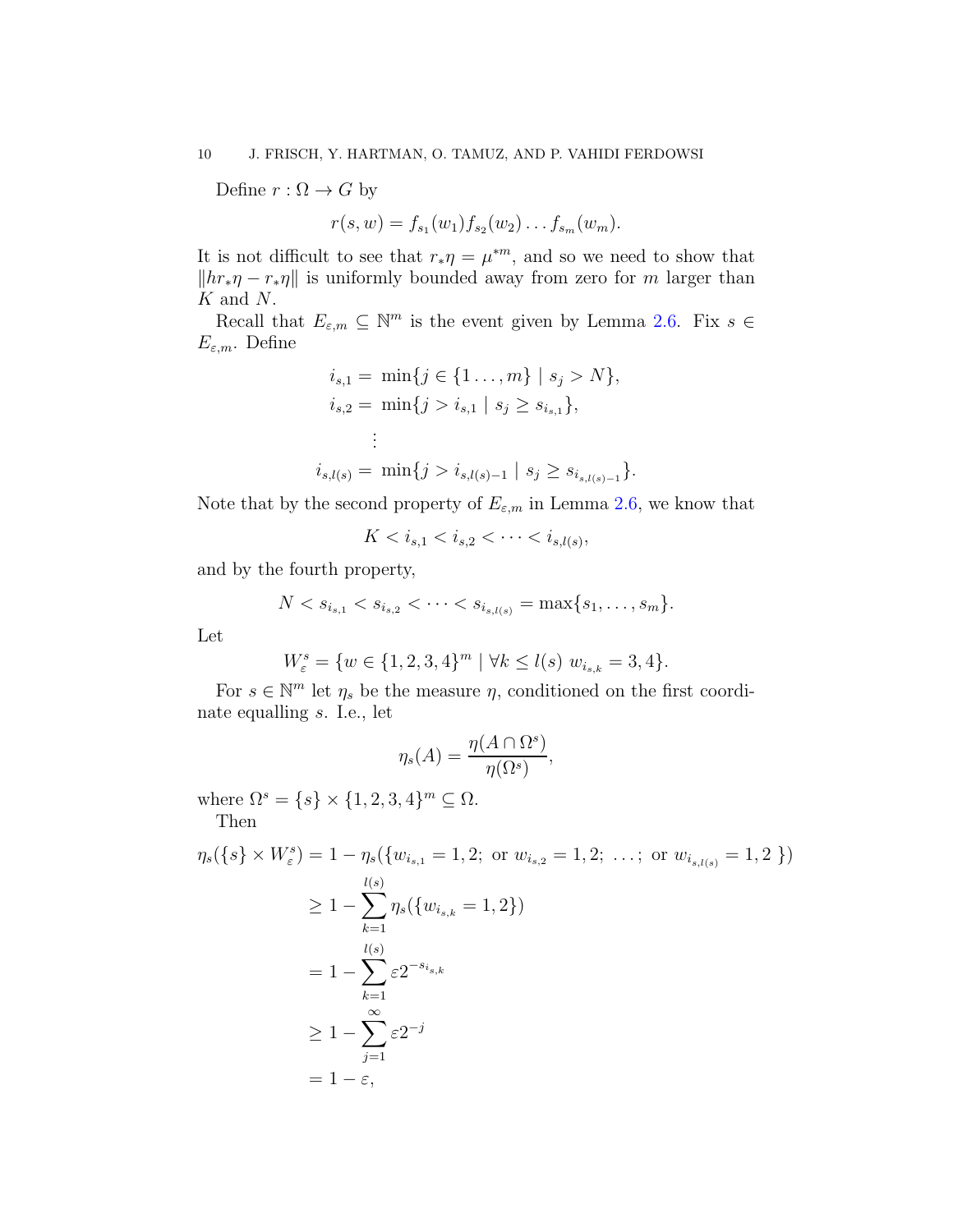Define $r : \Omega \to G$ by

$$r(s, w) = f_{s_1}(w_1) f_{s_2}(w_2) \dots f_{s_m}(w_m).$$

It is not difficult to see that $r_* \eta = \mu^{*m}$, and so we need to show that $\|hr_*\eta - r_*\eta\|$ is uniformly bounded away from zero for $m$ larger than $K$ and $N$.

Recall that $E_{\varepsilon,m} \subseteq \mathbb{N}^m$ is the event given by Lemma 2.6. Fix $s \in E_{\varepsilon,m}$. Define

$$\begin{aligned}
i_{s,1} &= \min\{j \in \{1 \dots, m\} \mid s_j > N\}, \\
i_{s,2} &= \min\{j > i_{s,1} \mid s_j \geq s_{i_{s,1}}\}, \\
&\vdots \\
i_{s,l(s)} &= \min\{j > i_{s,l(s)-1} \mid s_j \geq s_{i_{s,l(s)-1}}\}.
\end{aligned}$$

Note that by the second property of $E_{\varepsilon,m}$ in Lemma 2.6, we know that

$$K < i_{s,1} < i_{s,2} < \cdots < i_{s,l(s)},$$

and by the fourth property,

$$N < s_{i_{s,1}} < s_{i_{s,2}} < \cdots < s_{i_{s,l(s)}} = \max\{s_1, \dots, s_m\}.$$

Let

$$W_\varepsilon^s = \{w \in \{1, 2, 3, 4\}^m \mid \forall k \leq l(s)\ w_{i_{s,k}} = 3, 4\}.$$

For $s \in \mathbb{N}^m$ let $\eta_s$ be the measure $\eta$, conditioned on the first coordinate equalling $s$. I.e., let

$$\eta_s(A) = \frac{\eta(A \cap \Omega^s)}{\eta(\Omega^s)},$$

where $\Omega^s = \{s\} \times \{1, 2, 3, 4\}^m \subseteq \Omega$.

Then

$$\begin{aligned}
\eta_s(\{s\} \times W_\varepsilon^s) &= 1 - \eta_s(\{w_{i_{s,1}} = 1, 2;\ \text{or } w_{i_{s,2}} = 1, 2;\ \dots;\ \text{or } w_{i_{s,l(s)}} = 1, 2\ \}) \\
&\geq 1 - \sum_{k=1}^{l(s)} \eta_s(\{w_{i_{s,k}} = 1, 2\}) \\
&= 1 - \sum_{k=1}^{l(s)} \varepsilon 2^{-s_{i_{s,k}}} \\
&\geq 1 - \sum_{j=1}^{\infty} \varepsilon 2^{-j} \\
&= 1 - \varepsilon,
\end{aligned}$$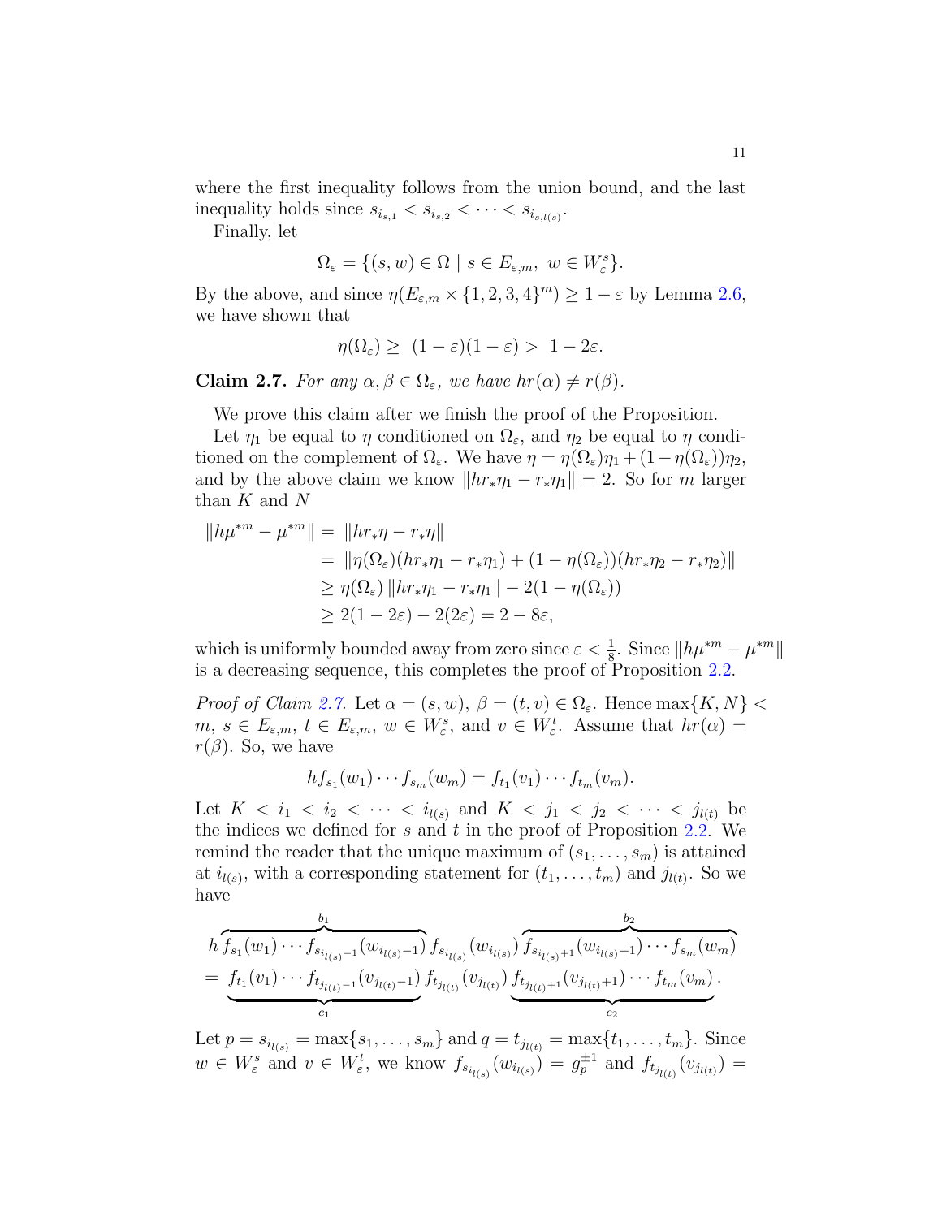where the first inequality follows from the union bound, and the last inequality holds since $s_{i_{s,1}} < s_{i_{s,2}} < \cdots < s_{i_{s,l(s)}}$.

Finally, let

$$\Omega_\varepsilon = \{(s, w) \in \Omega \mid s \in E_{\varepsilon,m},\ w \in W_\varepsilon^s\}.$$

By the above, and since $\eta(E_{\varepsilon,m} \times \{1, 2, 3, 4\}^m) \geq 1 - \varepsilon$ by Lemma 2.6, we have shown that

$$\eta(\Omega_\varepsilon) \geq\ (1 - \varepsilon)(1 - \varepsilon) >\ 1 - 2\varepsilon.$$

**Claim 2.7.** *For any $\alpha, \beta \in \Omega_\varepsilon$, we have $hr(\alpha) \neq r(\beta)$.*

We prove this claim after we finish the proof of the Proposition.

Let $\eta_1$ be equal to $\eta$ conditioned on $\Omega_\varepsilon$, and $\eta_2$ be equal to $\eta$ conditioned on the complement of $\Omega_\varepsilon$. We have $\eta = \eta(\Omega_\varepsilon)\eta_1 + (1 - \eta(\Omega_\varepsilon))\eta_2$, and by the above claim we know $\|hr_*\eta_1 - r_*\eta_1\| = 2$. So for $m$ larger than $K$ and $N$

$$\begin{aligned}
\|h\mu^{*m} - \mu^{*m}\| &=\ \|hr_*\eta - r_*\eta\| \\
&=\ \|\eta(\Omega_\varepsilon)(hr_*\eta_1 - r_*\eta_1) + (1 - \eta(\Omega_\varepsilon))(hr_*\eta_2 - r_*\eta_2)\| \\
&\geq \eta(\Omega_\varepsilon)\, \|hr_*\eta_1 - r_*\eta_1\| - 2(1 - \eta(\Omega_\varepsilon)) \\
&\geq 2(1 - 2\varepsilon) - 2(2\varepsilon) = 2 - 8\varepsilon,
\end{aligned}$$

which is uniformly bounded away from zero since $\varepsilon < \frac{1}{8}$. Since $\|h\mu^{*m} - \mu^{*m}\|$ is a decreasing sequence, this completes the proof of Proposition 2.2.

*Proof of Claim 2.7.* Let $\alpha = (s, w),\ \beta = (t, v) \in \Omega_\varepsilon$. Hence $\max\{K, N\} < m$, $s \in E_{\varepsilon,m}$, $t \in E_{\varepsilon,m}$, $w \in W_\varepsilon^s$, and $v \in W_\varepsilon^t$. Assume that $hr(\alpha) = r(\beta)$. So, we have

$$hf_{s_1}(w_1) \cdots f_{s_m}(w_m) = f_{t_1}(v_1) \cdots f_{t_m}(v_m).$$

Let $K < i_1 < i_2 < \cdots < i_{l(s)}$ and $K < j_1 < j_2 < \cdots < j_{l(t)}$ be the indices we defined for $s$ and $t$ in the proof of Proposition 2.2. We remind the reader that the unique maximum of $(s_1, \ldots, s_m)$ is attained at $i_{l(s)}$, with a corresponding statement for $(t_1, \ldots, t_m)$ and $j_{l(t)}$. So we have

$$\begin{aligned}
&h\overbrace{f_{s_1}(w_1) \cdots f_{s_{i_{l(s)}-1}}(w_{i_{l(s)}-1})}^{b_1}\, f_{s_{i_{l(s)}}}(w_{i_{l(s)}})\, \overbrace{f_{s_{i_{l(s)}+1}}(w_{i_{l(s)}+1}) \cdots f_{s_m}(w_m)}^{b_2} \\
&=\ \underbrace{f_{t_1}(v_1) \cdots f_{t_{j_{l(t)}-1}}(v_{j_{l(t)}-1})}_{c_1}\, f_{t_{j_{l(t)}}}(v_{j_{l(t)}})\, \underbrace{f_{t_{j_{l(t)}+1}}(v_{j_{l(t)}+1}) \cdots f_{t_m}(v_m)}_{c_2}.
\end{aligned}$$

Let $p = s_{i_{l(s)}} = \max\{s_1, \ldots, s_m\}$ and $q = t_{j_{l(t)}} = \max\{t_1, \ldots, t_m\}$. Since $w \in W_\varepsilon^s$ and $v \in W_\varepsilon^t$, we know $f_{s_{i_{l(s)}}}(w_{i_{l(s)}}) = g_p^{\pm 1}$ and $f_{t_{j_{l(t)}}}(v_{j_{l(t)}}) =$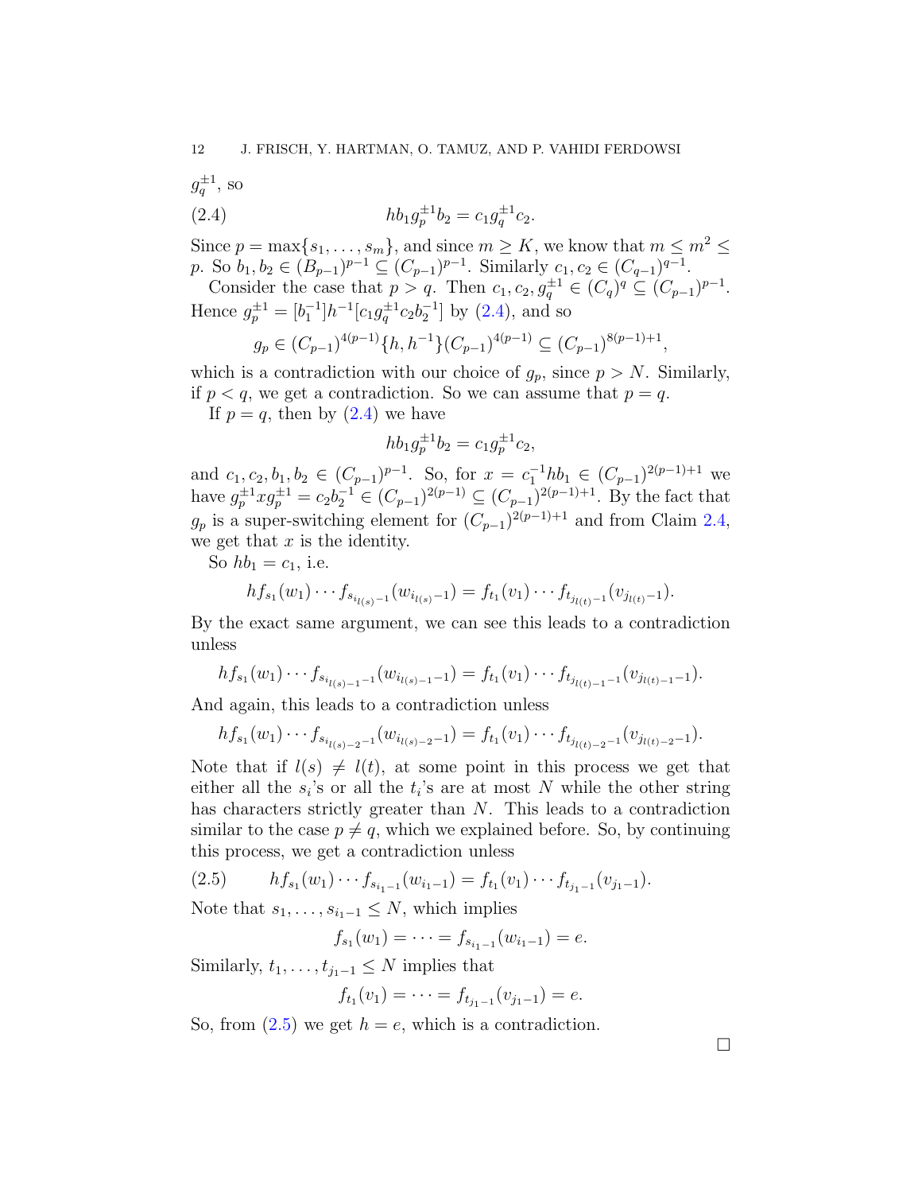$g_q^{\pm 1}$, so

$$hb_1 g_p^{\pm 1} b_2 = c_1 g_q^{\pm 1} c_2. \tag{2.4}$$

Since $p = \max\{s_1, \ldots, s_m\}$, and since $m \geq K$, we know that $m \leq m^2 \leq p$. So $b_1, b_2 \in (B_{p-1})^{p-1} \subseteq (C_{p-1})^{p-1}$. Similarly $c_1, c_2 \in (C_{q-1})^{q-1}$.

Consider the case that $p > q$. Then $c_1, c_2, g_q^{\pm 1} \in (C_q)^q \subseteq (C_{p-1})^{p-1}$. Hence $g_p^{\pm 1} = [b_1^{-1}]h^{-1}[c_1 g_q^{\pm 1} c_2 b_2^{-1}]$ by (2.4), and so

$$g_p \in (C_{p-1})^{4(p-1)}\{h, h^{-1}\}(C_{p-1})^{4(p-1)} \subseteq (C_{p-1})^{8(p-1)+1},$$

which is a contradiction with our choice of $g_p$, since $p > N$. Similarly, if $p < q$, we get a contradiction. So we can assume that $p = q$.

If $p = q$, then by (2.4) we have

$$hb_1 g_p^{\pm 1} b_2 = c_1 g_p^{\pm 1} c_2,$$

and $c_1, c_2, b_1, b_2 \in (C_{p-1})^{p-1}$. So, for $x = c_1^{-1} h b_1 \in (C_{p-1})^{2(p-1)+1}$ we have $g_p^{\pm 1} x g_p^{\pm 1} = c_2 b_2^{-1} \in (C_{p-1})^{2(p-1)} \subseteq (C_{p-1})^{2(p-1)+1}$. By the fact that $g_p$ is a super-switching element for $(C_{p-1})^{2(p-1)+1}$ and from Claim 2.4, we get that $x$ is the identity.

So $hb_1 = c_1$, i.e.

$$hf_{s_1}(w_1) \cdots f_{s_{i_{l(s)}-1}}(w_{i_{l(s)}-1}) = f_{t_1}(v_1) \cdots f_{t_{j_{l(t)}-1}}(v_{j_{l(t)}-1}).$$

By the exact same argument, we can see this leads to a contradiction unless

$$hf_{s_1}(w_1) \cdots f_{s_{i_{l(s)-1}-1}}(w_{i_{l(s)-1}-1}) = f_{t_1}(v_1) \cdots f_{t_{j_{l(t)-1}-1}}(v_{j_{l(t)-1}-1}).$$

And again, this leads to a contradiction unless

$$hf_{s_1}(w_1) \cdots f_{s_{i_{l(s)-2}-1}}(w_{i_{l(s)-2}-1}) = f_{t_1}(v_1) \cdots f_{t_{j_{l(t)-2}-1}}(v_{j_{l(t)-2}-1}).$$

Note that if $l(s) \neq l(t)$, at some point in this process we get that either all the $s_i$'s or all the $t_i$'s are at most $N$ while the other string has characters strictly greater than $N$. This leads to a contradiction similar to the case $p \neq q$, which we explained before. So, by continuing this process, we get a contradiction unless

$$hf_{s_1}(w_1) \cdots f_{s_{i_1-1}}(w_{i_1-1}) = f_{t_1}(v_1) \cdots f_{t_{j_1-1}}(v_{j_1-1}). \tag{2.5}$$

Note that $s_1, \ldots, s_{i_1-1} \leq N$, which implies

$$f_{s_1}(w_1) = \cdots = f_{s_{i_1-1}}(w_{i_1-1}) = e.$$

Similarly, $t_1, \ldots, t_{j_1-1} \leq N$ implies that

$$f_{t_1}(v_1) = \cdots = f_{t_{j_1-1}}(v_{j_1-1}) = e.$$

So, from (2.5) we get $h = e$, which is a contradiction.

∎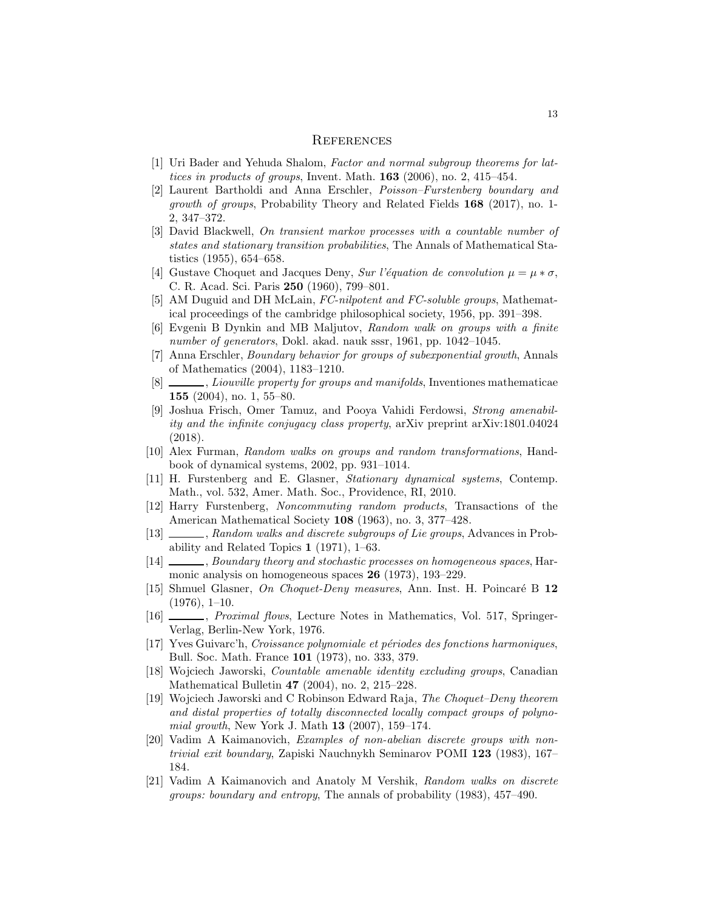## References

[1] Uri Bader and Yehuda Shalom, *Factor and normal subgroup theorems for lattices in products of groups*, Invent. Math. **163** (2006), no. 2, 415–454.

[2] Laurent Bartholdi and Anna Erschler, *Poisson–Furstenberg boundary and growth of groups*, Probability Theory and Related Fields **168** (2017), no. 1-2, 347–372.

[3] David Blackwell, *On transient markov processes with a countable number of states and stationary transition probabilities*, The Annals of Mathematical Statistics (1955), 654–658.

[4] Gustave Choquet and Jacques Deny, *Sur l'équation de convolution $\mu = \mu * \sigma$*, C. R. Acad. Sci. Paris **250** (1960), 799–801.

[5] AM Duguid and DH McLain, *FC-nilpotent and FC-soluble groups*, Mathematical proceedings of the cambridge philosophical society, 1956, pp. 391–398.

[6] Evgenii B Dynkin and MB Maljutov, *Random walk on groups with a finite number of generators*, Dokl. akad. nauk sssr, 1961, pp. 1042–1045.

[7] Anna Erschler, *Boundary behavior for groups of subexponential growth*, Annals of Mathematics (2004), 1183–1210.

[8] ______, *Liouville property for groups and manifolds*, Inventiones mathematicae **155** (2004), no. 1, 55–80.

[9] Joshua Frisch, Omer Tamuz, and Pooya Vahidi Ferdowsi, *Strong amenability and the infinite conjugacy class property*, arXiv preprint arXiv:1801.04024 (2018).

[10] Alex Furman, *Random walks on groups and random transformations*, Handbook of dynamical systems, 2002, pp. 931–1014.

[11] H. Furstenberg and E. Glasner, *Stationary dynamical systems*, Contemp. Math., vol. 532, Amer. Math. Soc., Providence, RI, 2010.

[12] Harry Furstenberg, *Noncommuting random products*, Transactions of the American Mathematical Society **108** (1963), no. 3, 377–428.

[13] ______, *Random walks and discrete subgroups of Lie groups*, Advances in Probability and Related Topics **1** (1971), 1–63.

[14] ______, *Boundary theory and stochastic processes on homogeneous spaces*, Harmonic analysis on homogeneous spaces **26** (1973), 193–229.

[15] Shmuel Glasner, *On Choquet-Deny measures*, Ann. Inst. H. Poincaré B **12** (1976), 1–10.

[16] ______, *Proximal flows*, Lecture Notes in Mathematics, Vol. 517, Springer-Verlag, Berlin-New York, 1976.

[17] Yves Guivarc'h, *Croissance polynomiale et périodes des fonctions harmoniques*, Bull. Soc. Math. France **101** (1973), no. 333, 379.

[18] Wojciech Jaworski, *Countable amenable identity excluding groups*, Canadian Mathematical Bulletin **47** (2004), no. 2, 215–228.

[19] Wojciech Jaworski and C Robinson Edward Raja, *The Choquet–Deny theorem and distal properties of totally disconnected locally compact groups of polynomial growth*, New York J. Math **13** (2007), 159–174.

[20] Vadim A Kaimanovich, *Examples of non-abelian discrete groups with non-trivial exit boundary*, Zapiski Nauchnykh Seminarov POMI **123** (1983), 167–184.

[21] Vadim A Kaimanovich and Anatoly M Vershik, *Random walks on discrete groups: boundary and entropy*, The annals of probability (1983), 457–490.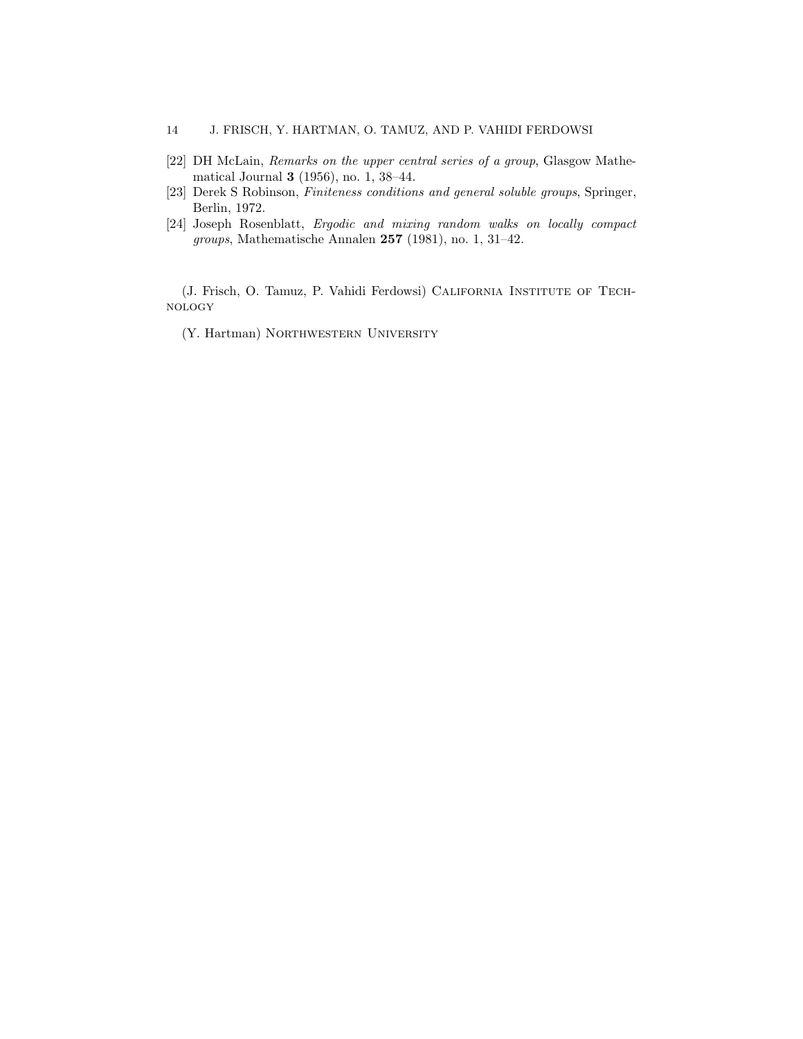[22] DH McLain, *Remarks on the upper central series of a group*, Glasgow Mathematical Journal **3** (1956), no. 1, 38–44.

[23] Derek S Robinson, *Finiteness conditions and general soluble groups*, Springer, Berlin, 1972.

[24] Joseph Rosenblatt, *Ergodic and mixing random walks on locally compact groups*, Mathematische Annalen **257** (1981), no. 1, 31–42.

(J. Frisch, O. Tamuz, P. Vahidi Ferdowsi) California Institute of Technology

(Y. Hartman) Northwestern University